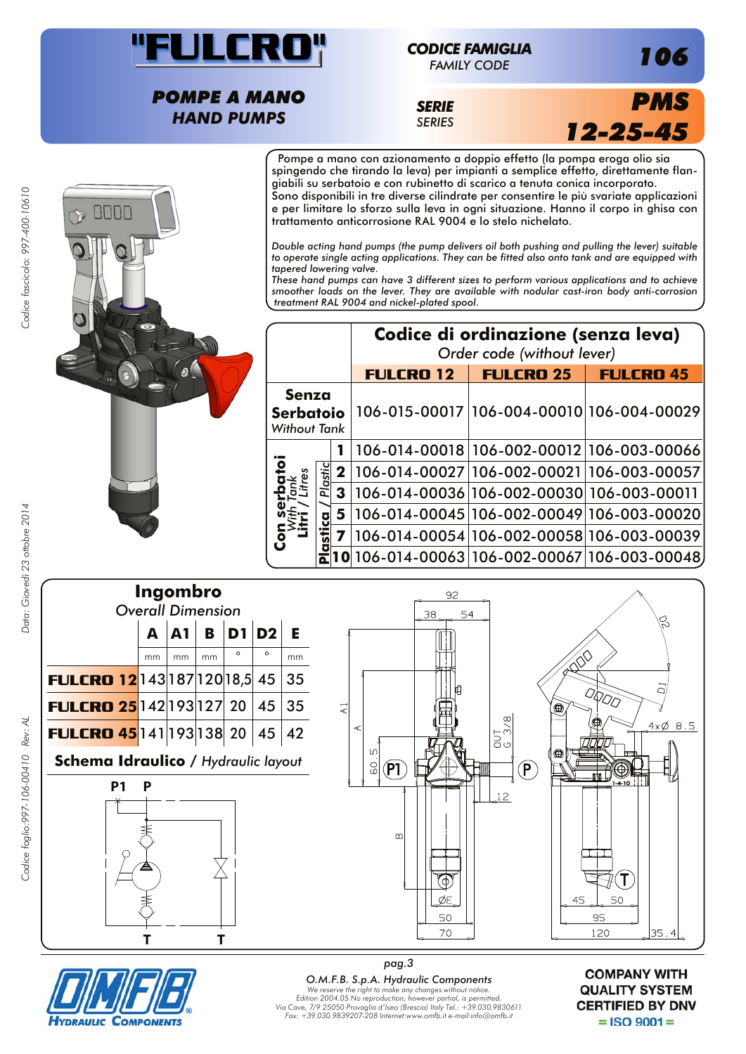# "FULCRO"

## POMPE A MANO
## HAND PUMPS

**CODICE FAMIGLIA** *FAMILY CODE* **106**

**SERIE** *SERIES* **PMS 12-25-45**

Pompe a mano con azionamento a doppio effetto (la pompa eroga olio sia spingendo che tirando la leva) per impianti a semplice effetto, direttamente flangiabili su serbatoio e con rubinetto di scarico a tenuta conica incorporato.
Sono disponibili in tre diverse cilindrate per consentire le più svariate applicazioni e per limitare lo sforzo sulla leva in ogni situazione. Hanno il corpo in ghisa con trattamento anticorrosione RAL 9004 e lo stelo nichelato.

*Double acting hand pumps (the pump delivers oil both pushing and pulling the lever) suitable to operate single acting applications. They can be fitted also onto tank and are equipped with tapered lowering valve.*
*These hand pumps can have 3 different sizes to perform various applications and to achieve smoother loads on the lever. They are available with nodular cast-iron body anti-corrosion treatment RAL 9004 and nickel-plated spool.*

## Codice di ordinazione (senza leva)
*Order code (without lever)*

| | | FULCRO 12 | FULCRO 25 | FULCRO 45 |
|---|---|---|---|---|
| **Senza Serbatoio** *Without Tank* | | 106-015-00017 | 106-004-00010 | 106-004-00029 |
| **Con serbatoi** *With Tank* **Litri** / *Litres* **Plastica** / *Plastic* | 1 | 106-014-00018 | 106-002-00012 | 106-003-00066 |
| | 2 | 106-014-00027 | 106-002-00021 | 106-003-00057 |
| | 3 | 106-014-00036 | 106-002-00030 | 106-003-00011 |
| | 5 | 106-014-00045 | 106-002-00049 | 106-003-00020 |
| | 7 | 106-014-00054 | 106-002-00058 | 106-003-00039 |
| | 10 | 106-014-00063 | 106-002-00067 | 106-003-00048 |

## Ingombro
*Overall Dimension*

| | A | A1 | B | D1 | D2 | E |
|---|---|---|---|---|---|---|
| | mm | mm | mm | ° | ° | mm |
| **FULCRO 12** | 143 | 187 | 120 | 18,5 | 45 | 35 |
| **FULCRO 25** | 142 | 193 | 127 | 20 | 45 | 35 |
| **FULCRO 45** | 141 | 193 | 138 | 20 | 45 | 42 |

**Schema Idraulico** / *Hydraulic layout*

P1 P
T T

92 38 54 A1 A 60.5 P1 OUT G 3/8 P 12 B ØE 50 70 D2 D1 4xØ 8.5 1-4-10 T 45 50 95 120 35.4

O.M.F.B. S.p.A. Hydraulic Components
We reserve the right to make any changes without notice.
Edition 2004.05 No reproduction, however partial, is permitted.
Via Cave, 7/9 25050 Provaglio d'Iseo (Brescia) Italy Tel.: +39.030.9830611
Fax: +39.030.9839207-208 Internet:www.omfb.it e-mail:info@omfb.it

COMPANY WITH QUALITY SYSTEM CERTIFIED BY DNV = ISO 9001 =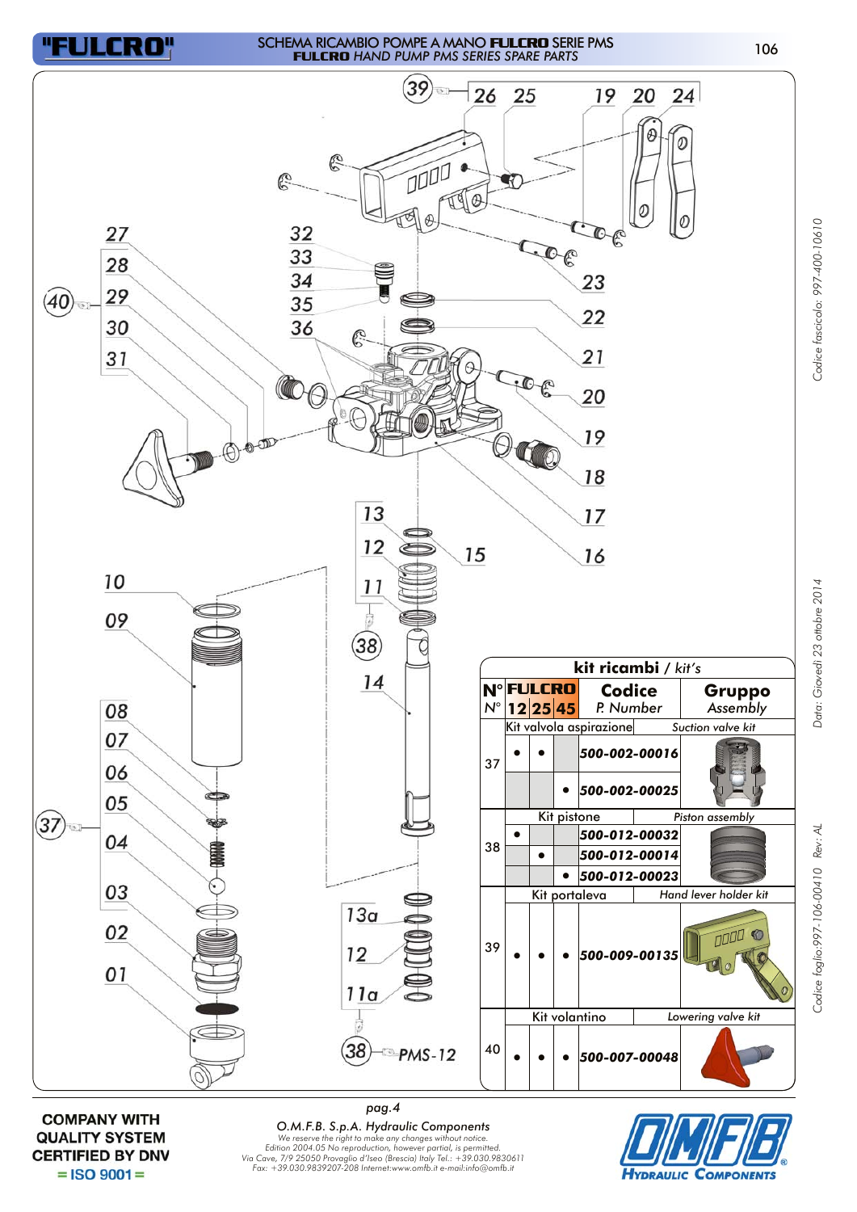# "FULCRO"

## SCHEMA RICAMBIO POMPE A MANO FULCRO SERIE PMS
### *FULCRO HAND PUMP PMS SERIES SPARE PARTS*

39 — 26 25 19 20 24

27 28 29 30 31 (40)

32 33 34 35 36

23 22 21 20 19 18 17 16

13 12 11 15

38

10 09

14

08 07 06 05 04 03 02 01 (37)

13a 12 11a

38 PMS-12

**kit ricambi** / *kit's*

| N° FULCRO *N°* | | | Codice *P. Number* | Gruppo *Assembly* |
|---|---|---|---|---|
| 12 | 25 | 45 | | |
| **Kit valvola aspirazione** | | | | *Suction valve kit* |
| **37** ● | ● | | **500-002-00016** | |
| | | ● | **500-002-00025** | |
| **Kit pistone** | | | | *Piston assembly* |
| **38** ● | | | **500-012-00032** | |
| | ● | | **500-012-00014** | |
| | | ● | **500-012-00023** | |
| **Kit portaleva** | | | | *Hand lever holder kit* |
| **39** ● | ● | ● | **500-009-00135** | |
| **Kit volantino** | | | | *Lowering valve kit* |
| **40** ● | ● | ● | **500-007-00048** | |

Codice fascicolo: 997-400-10610

Data: Giovedì 23 ottobre 2014

Codice foglio:997-106-00410 Rev: AL

pag.4

COMPANY WITH QUALITY SYSTEM CERTIFIED BY DNV = ISO 9001 =

*O.M.F.B. S.p.A. Hydraulic Components*

*We reserve the right to make any changes without notice.*
*Edition 2004.05 No reproduction, however partial, is permitted.*
*Via Cave, 7/9 25050 Provaglio d'Iseo (Brescia) Italy Tel.: +39.030.9830611*
*Fax: +39.030.9839207-208 Internet:www.omfb.it e-mail:info@omfb.it*

OMFB HYDRAULIC COMPONENTS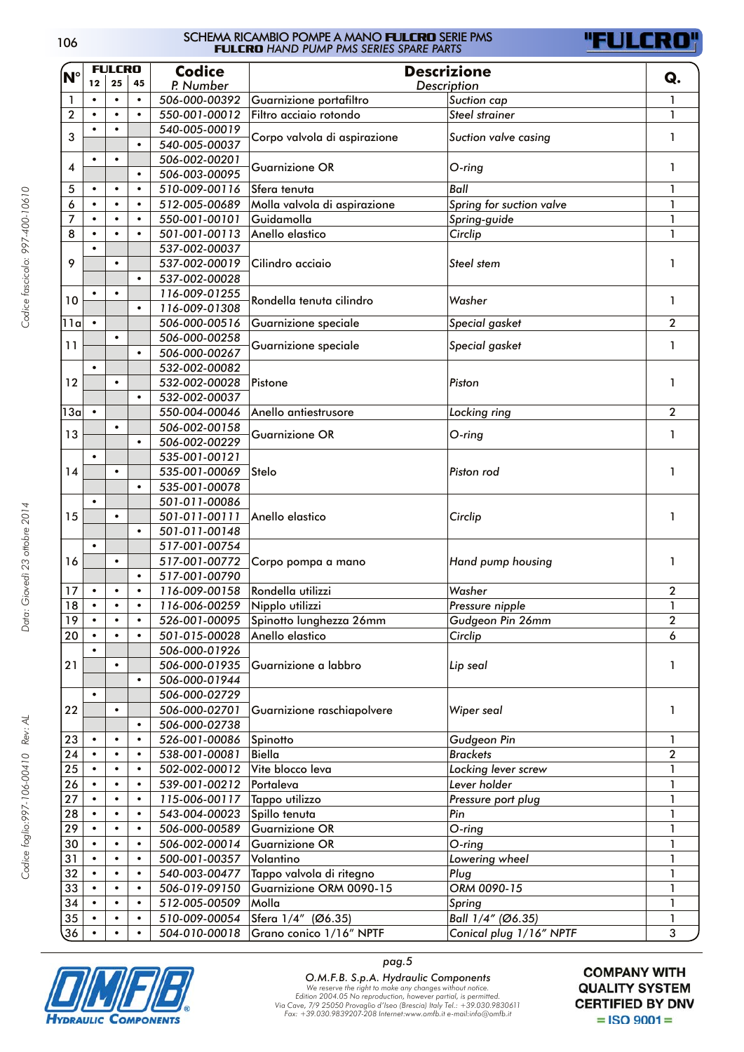# SCHEMA RICAMBIO POMPE A MANO FULCRO SERIE PMS
## *FULCRO HAND PUMP PMS SERIES SPARE PARTS*

| N° | FULCRO 12 | FULCRO 25 | FULCRO 45 | Codice *P. Number* | Descrizione | *Description* | Q. |
|---|---|---|---|---|---|---|---|
| 1 | • | • | • | 506-000-00392 | Guarnizione portafiltro | *Suction cap* | 1 |
| 2 | • | • | • | 550-001-00012 | Filtro acciaio rotondo | *Steel strainer* | 1 |
| 3 | • | • | | 540-005-00019 | Corpo valvola di aspirazione | *Suction valve casing* | 1 |
| | | | • | 540-005-00037 | | | |
| 4 | • | • | | 506-002-00201 | Guarnizione OR | *O-ring* | 1 |
| | | | • | 506-003-00095 | | | |
| 5 | • | • | • | 510-009-00116 | Sfera tenuta | *Ball* | 1 |
| 6 | • | • | • | 512-005-00689 | Molla valvola di aspirazione | *Spring for suction valve* | 1 |
| 7 | • | • | • | 550-001-00101 | Guidamolla | *Spring-guide* | 1 |
| 8 | • | • | • | 501-001-00113 | Anello elastico | *Circlip* | 1 |
| 9 | • | | | 537-002-00037 | Cilindro acciaio | *Steel stem* | 1 |
| | | • | | 537-002-00019 | | | |
| | | | • | 537-002-00028 | | | |
| 10 | • | • | | 116-009-01255 | Rondella tenuta cilindro | *Washer* | 1 |
| | | | • | 116-009-01308 | | | |
| 11a | • | | | 506-000-00516 | Guarnizione speciale | *Special gasket* | 2 |
| 11 | | • | | 506-000-00258 | Guarnizione speciale | *Special gasket* | 1 |
| | | | • | 506-000-00267 | | | |
| 12 | • | | | 532-002-00082 | Pistone | *Piston* | 1 |
| | | • | | 532-002-00028 | | | |
| | | | • | 532-002-00037 | | | |
| 13a | • | | | 550-004-00046 | Anello antiestrusore | *Locking ring* | 2 |
| 13 | | • | | 506-002-00158 | Guarnizione OR | *O-ring* | 1 |
| | | | • | 506-002-00229 | | | |
| 14 | • | | | 535-001-00121 | Stelo | *Piston rod* | 1 |
| | | • | | 535-001-00069 | | | |
| | | | • | 535-001-00078 | | | |
| 15 | • | | | 501-011-00086 | Anello elastico | *Circlip* | 1 |
| | | • | | 501-011-00111 | | | |
| | | | • | 501-011-00148 | | | |
| 16 | • | | | 517-001-00754 | Corpo pompa a mano | *Hand pump housing* | 1 |
| | | • | | 517-001-00772 | | | |
| | | | • | 517-001-00790 | | | |
| 17 | • | • | • | 116-009-00158 | Rondella utilizzi | *Washer* | 2 |
| 18 | • | • | • | 116-006-00259 | Nipplo utilizzi | *Pressure nipple* | 1 |
| 19 | • | • | • | 526-001-00095 | Spinotto lunghezza 26mm | *Gudgeon Pin 26mm* | 2 |
| 20 | • | • | • | 501-015-00028 | Anello elastico | *Circlip* | 6 |
| 21 | • | | | 506-000-01926 | Guarnizione a labbro | *Lip seal* | 1 |
| | | • | | 506-000-01935 | | | |
| | | | • | 506-000-01944 | | | |
| 22 | • | | | 506-000-02729 | Guarnizione raschiapolvere | *Wiper seal* | 1 |
| | | • | | 506-000-02701 | | | |
| | | | • | 506-000-02738 | | | |
| 23 | • | • | • | 526-001-00086 | Spinotto | *Gudgeon Pin* | 1 |
| 24 | • | • | • | 538-001-00081 | Biella | *Brackets* | 2 |
| 25 | • | • | • | 502-002-00012 | Vite blocco leva | *Locking lever screw* | 1 |
| 26 | • | • | • | 539-001-00212 | Portaleva | *Lever holder* | 1 |
| 27 | • | • | • | 115-006-00117 | Tappo utilizzo | *Pressure port plug* | 1 |
| 28 | • | • | • | 543-004-00023 | Spillo tenuta | *Pin* | 1 |
| 29 | • | • | • | 506-000-00589 | Guarnizione OR | *O-ring* | 1 |
| 30 | • | • | • | 506-002-00014 | Guarnizione OR | *O-ring* | 1 |
| 31 | • | • | • | 500-001-00357 | Volantino | *Lowering wheel* | 1 |
| 32 | • | • | • | 540-003-00477 | Tappo valvola di ritegno | *Plug* | 1 |
| 33 | • | • | • | 506-019-09150 | Guarnizione ORM 0090-15 | *ORM 0090-15* | 1 |
| 34 | • | • | • | 512-005-00509 | Molla | *Spring* | 1 |
| 35 | • | • | • | 510-009-00054 | Sfera 1/4" (Ø6.35) | *Ball 1/4" (Ø6.35)* | 1 |
| 36 | • | • | • | 504-010-00018 | Grano conico 1/16" NPTF | *Conical plug 1/16" NPTF* | 3 |

*O.M.F.B. S.p.A. Hydraulic Components*

We reserve the right to make any changes without notice.
Edition 2004.05 No reproduction, however partial, is permitted.
Via Cave, 7/9 25050 Provaglio d'Iseo (Brescia) Italy Tel.: +39.030.9830611
Fax: +39.030.9839207-208 Internet:www.omfb.it e-mail:info@omfb.it

**COMPANY WITH QUALITY SYSTEM CERTIFIED BY DNV = ISO 9001 =**

Codice fascicolo: 997-400-10610 — Data: Giovedì 23 ottobre 2014 — Codice foglio:997-106-00410 Rev: AL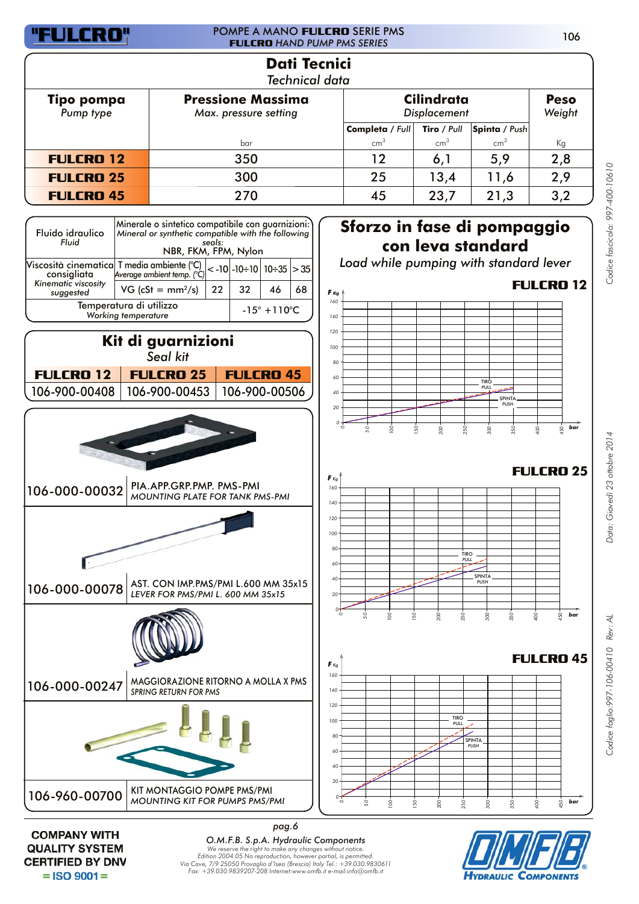# Dati Tecnici
*Technical data*

| Tipo pompa *Pump type* | Pressione Massima *Max. pressure setting* | Cilindrata *Displacement* | | | Peso *Weight* |
|---|---|---|---|---|---|
| | | **Completa** / *Full* | **Tiro** / *Pull* | **Spinta** / *Push* | |
| | bar | $cm^3$ | $cm^3$ | $cm^3$ | Kg |
| **FULCRO 12** | 350 | 12 | 6,1 | 5,9 | 2,8 |
| **FULCRO 25** | 300 | 25 | 13,4 | 11,6 | 2,9 |
| **FULCRO 45** | 270 | 45 | 23,7 | 21,3 | 3,2 |

| | | | | | |
|---|---|---|---|---|---|
| Fluido idraulico *Fluid* | Minerale o sintetico compatibile con guarnizioni: *Mineral or synthetic compatible with the following seals:* NBR, FKM, FPM, Nylon | | | | |
| Viscosità cinematica consigliata *Kinematic viscosity suggested* | T media ambiente (°C) *Average ambient temp. (°C)* | < -10 | -10÷10 | 10÷35 | > 35 |
| | VG (cSt = $mm^2/s$) | 22 | 32 | 46 | 68 |
| Temperatura di utilizzo *Working temperature* | | -15° +110°C | | | |

## Kit di guarnizioni
*Seal kit*

| FULCRO 12 | FULCRO 25 | FULCRO 45 |
|---|---|---|
| 106-900-00408 | 106-900-00453 | 106-900-00506 |

| | |
|---|---|
| 106-000-00032 | PIA.APP.GRP.PMP. PMS-PMI *MOUNTING PLATE FOR TANK PMS-PMI* |
| 106-000-00078 | AST. CON IMP.PMS/PMI L.600 MM 35x15 *LEVER FOR PMS/PMI L. 600 MM 35x15* |
| 106-000-00247 | MAGGIORAZIONE RITORNO A MOLLA X PMS *SPRING RETURN FOR PMS* |
| 106-960-00700 | KIT MONTAGGIO POMPE PMS/PMI *MOUNTING KIT FOR PUMPS PMS/PMI* |

## Sforzo in fase di pompaggio con leva standard
*Load while pumping with standard lever*

**FULCRO 12**

F Kg
160
140
120
100
80
60
40
20
0
0 50 100 150 200 250 300 350 400 450 bar
TIRO *PULL*
SPINTA *PUSH*

**FULCRO 25**

F Kg
160
140
120
100
80
60
40
20
0
0 50 100 150 200 250 300 350 400 450 bar
TIRO *PULL*
SPINTA *PUSH*

**FULCRO 45**

F Kg
160
140
120
100
80
60
40
20
0
0 50 100 150 200 250 300 350 400 450 bar
TIRO *PULL*
SPINTA *PUSH*

COMPANY WITH QUALITY SYSTEM CERTIFIED BY DNV = ISO 9001 =

*O.M.F.B. S.p.A. Hydraulic Components*
*We reserve the right to make any changes without notice.*
*Edition 2004.05 No reproduction, however partial, is permitted.*
*Via Cave, 7/9 25050 Provaglio d'Iseo (Brescia) Italy Tel.: +39.030.9830611*
*Fax: +39.030.9839207-208 Internet:www.omfb.it e-mail:info@omfb.it*

OMFB HYDRAULIC COMPONENTS